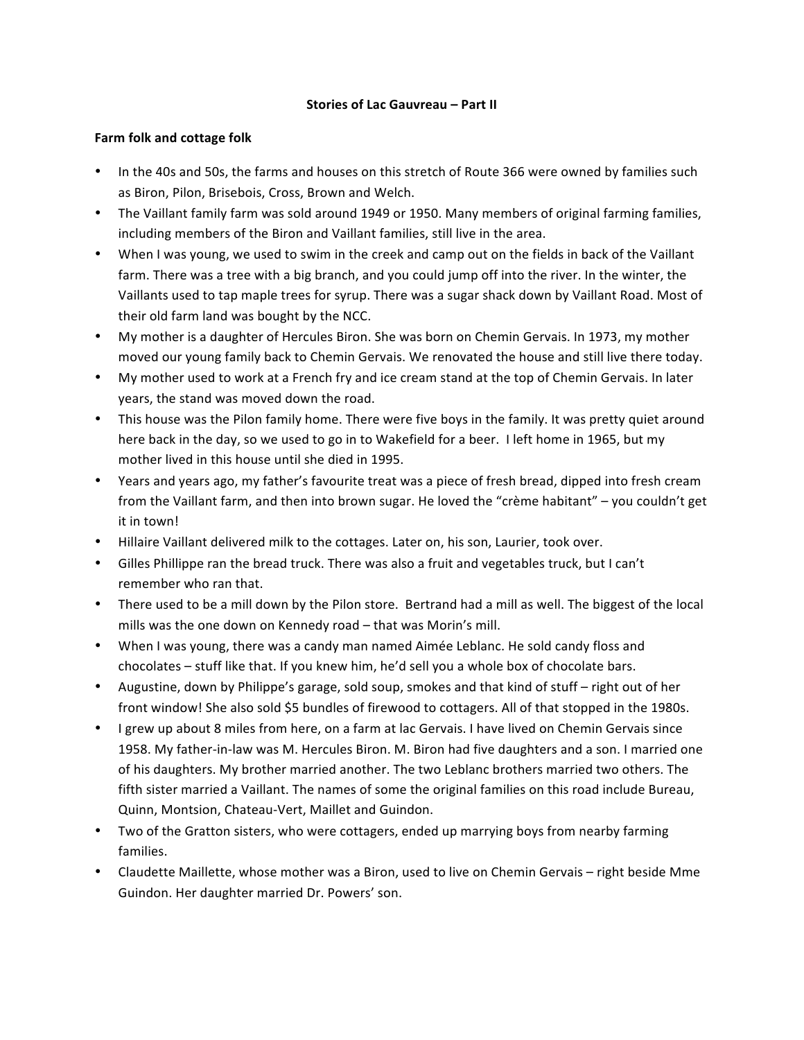# Stories of Lac Gauvreau – Part II

## Farm folk and cottage folk

- In the 40s and 50s, the farms and houses on this stretch of Route 366 were owned by families such as Biron, Pilon, Brisebois, Cross, Brown and Welch.
- The Vaillant family farm was sold around 1949 or 1950. Many members of original farming families, including members of the Biron and Vaillant families, still live in the area.
- When I was young, we used to swim in the creek and camp out on the fields in back of the Vaillant farm. There was a tree with a big branch, and you could jump off into the river. In the winter, the Vaillants used to tap maple trees for syrup. There was a sugar shack down by Vaillant Road. Most of their old farm land was bought by the NCC.
- My mother is a daughter of Hercules Biron. She was born on Chemin Gervais. In 1973, my mother moved our young family back to Chemin Gervais. We renovated the house and still live there today.
- My mother used to work at a French fry and ice cream stand at the top of Chemin Gervais. In later years, the stand was moved down the road.
- This house was the Pilon family home. There were five boys in the family. It was pretty quiet around here back in the day, so we used to go in to Wakefield for a beer. I left home in 1965, but my mother lived in this house until she died in 1995.
- Years and years ago, my father's favourite treat was a piece of fresh bread, dipped into fresh cream from the Vaillant farm, and then into brown sugar. He loved the "crème habitant" – you couldn't get it in town!
- Hillaire Vaillant delivered milk to the cottages. Later on, his son, Laurier, took over.
- Gilles Phillippe ran the bread truck. There was also a fruit and vegetables truck, but I can't remember who ran that.
- There used to be a mill down by the Pilon store. Bertrand had a mill as well. The biggest of the local mills was the one down on Kennedy road – that was Morin's mill.
- When I was young, there was a candy man named Aimée Leblanc. He sold candy floss and chocolates – stuff like that. If you knew him, he'd sell you a whole box of chocolate bars.
- Augustine, down by Philippe's garage, sold soup, smokes and that kind of stuff – right out of her front window! She also sold $5 bundles of firewood to cottagers. All of that stopped in the 1980s.
- I grew up about 8 miles from here, on a farm at lac Gervais. I have lived on Chemin Gervais since 1958. My father-in-law was M. Hercules Biron. M. Biron had five daughters and a son. I married one of his daughters. My brother married another. The two Leblanc brothers married two others. The fifth sister married a Vaillant. The names of some the original families on this road include Bureau, Quinn, Montsion, Chateau-Vert, Maillet and Guindon.
- Two of the Gratton sisters, who were cottagers, ended up marrying boys from nearby farming families.
- Claudette Maillette, whose mother was a Biron, used to live on Chemin Gervais – right beside Mme Guindon. Her daughter married Dr. Powers' son.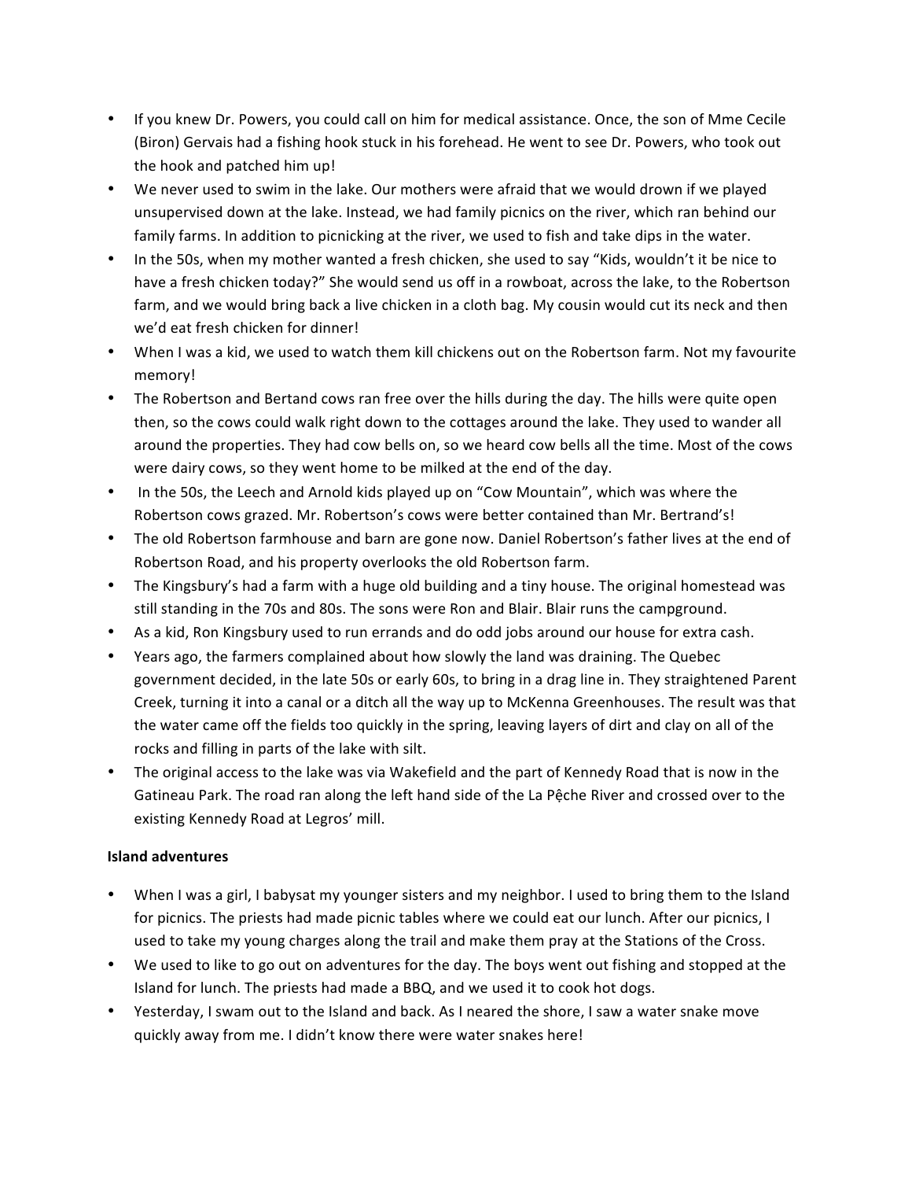- If you knew Dr. Powers, you could call on him for medical assistance. Once, the son of Mme Cecile (Biron) Gervais had a fishing hook stuck in his forehead. He went to see Dr. Powers, who took out the hook and patched him up!
- We never used to swim in the lake. Our mothers were afraid that we would drown if we played unsupervised down at the lake. Instead, we had family picnics on the river, which ran behind our family farms. In addition to picnicking at the river, we used to fish and take dips in the water.
- In the 50s, when my mother wanted a fresh chicken, she used to say "Kids, wouldn't it be nice to have a fresh chicken today?" She would send us off in a rowboat, across the lake, to the Robertson farm, and we would bring back a live chicken in a cloth bag. My cousin would cut its neck and then we'd eat fresh chicken for dinner!
- When I was a kid, we used to watch them kill chickens out on the Robertson farm. Not my favourite memory!
- The Robertson and Bertand cows ran free over the hills during the day. The hills were quite open then, so the cows could walk right down to the cottages around the lake. They used to wander all around the properties. They had cow bells on, so we heard cow bells all the time. Most of the cows were dairy cows, so they went home to be milked at the end of the day.
- In the 50s, the Leech and Arnold kids played up on "Cow Mountain", which was where the Robertson cows grazed. Mr. Robertson's cows were better contained than Mr. Bertrand's!
- The old Robertson farmhouse and barn are gone now. Daniel Robertson's father lives at the end of Robertson Road, and his property overlooks the old Robertson farm.
- The Kingsbury's had a farm with a huge old building and a tiny house. The original homestead was still standing in the 70s and 80s. The sons were Ron and Blair. Blair runs the campground.
- As a kid, Ron Kingsbury used to run errands and do odd jobs around our house for extra cash.
- Years ago, the farmers complained about how slowly the land was draining. The Quebec government decided, in the late 50s or early 60s, to bring in a drag line in. They straightened Parent Creek, turning it into a canal or a ditch all the way up to McKenna Greenhouses. The result was that the water came off the fields too quickly in the spring, leaving layers of dirt and clay on all of the rocks and filling in parts of the lake with silt.
- The original access to the lake was via Wakefield and the part of Kennedy Road that is now in the Gatineau Park. The road ran along the left hand side of the La Pêche River and crossed over to the existing Kennedy Road at Legros' mill.

**Island adventures**

- When I was a girl, I babysat my younger sisters and my neighbor. I used to bring them to the Island for picnics. The priests had made picnic tables where we could eat our lunch. After our picnics, I used to take my young charges along the trail and make them pray at the Stations of the Cross.
- We used to like to go out on adventures for the day. The boys went out fishing and stopped at the Island for lunch. The priests had made a BBQ, and we used it to cook hot dogs.
- Yesterday, I swam out to the Island and back. As I neared the shore, I saw a water snake move quickly away from me. I didn't know there were water snakes here!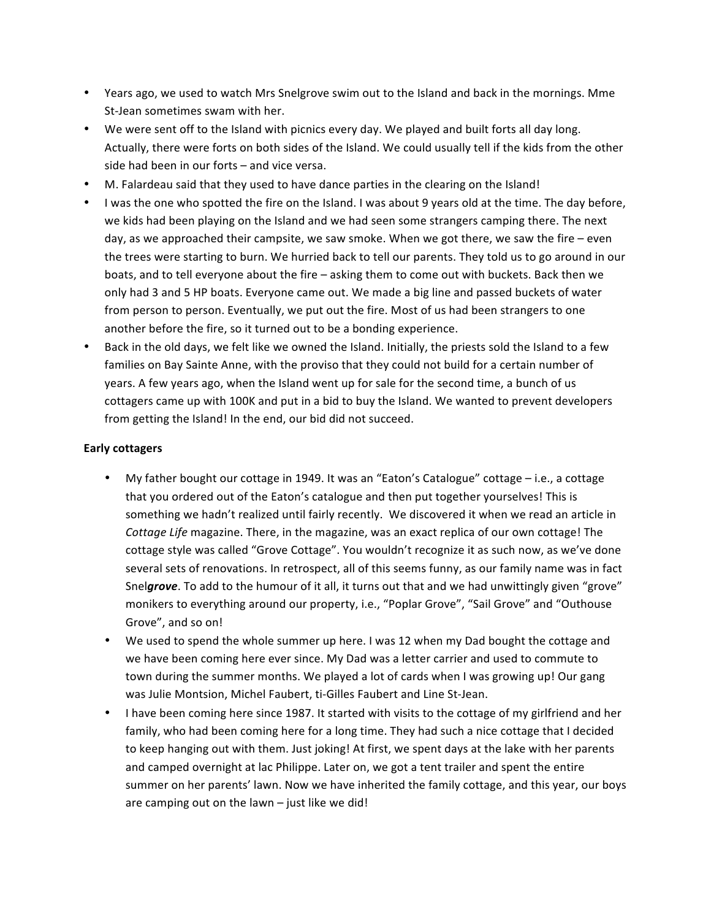- Years ago, we used to watch Mrs Snelgrove swim out to the Island and back in the mornings. Mme St-Jean sometimes swam with her.
- We were sent off to the Island with picnics every day. We played and built forts all day long. Actually, there were forts on both sides of the Island. We could usually tell if the kids from the other side had been in our forts – and vice versa.
- M. Falardeau said that they used to have dance parties in the clearing on the Island!
- I was the one who spotted the fire on the Island. I was about 9 years old at the time. The day before, we kids had been playing on the Island and we had seen some strangers camping there. The next day, as we approached their campsite, we saw smoke. When we got there, we saw the fire – even the trees were starting to burn. We hurried back to tell our parents. They told us to go around in our boats, and to tell everyone about the fire – asking them to come out with buckets. Back then we only had 3 and 5 HP boats. Everyone came out. We made a big line and passed buckets of water from person to person. Eventually, we put out the fire. Most of us had been strangers to one another before the fire, so it turned out to be a bonding experience.
- Back in the old days, we felt like we owned the Island. Initially, the priests sold the Island to a few families on Bay Sainte Anne, with the proviso that they could not build for a certain number of years. A few years ago, when the Island went up for sale for the second time, a bunch of us cottagers came up with 100K and put in a bid to buy the Island. We wanted to prevent developers from getting the Island! In the end, our bid did not succeed.

**Early cottagers**

- My father bought our cottage in 1949. It was an "Eaton's Catalogue" cottage – i.e., a cottage that you ordered out of the Eaton's catalogue and then put together yourselves! This is something we hadn't realized until fairly recently. We discovered it when we read an article in *Cottage Life* magazine. There, in the magazine, was an exact replica of our own cottage! The cottage style was called "Grove Cottage". You wouldn't recognize it as such now, as we've done several sets of renovations. In retrospect, all of this seems funny, as our family name was in fact Snel***grove***. To add to the humour of it all, it turns out that and we had unwittingly given "grove" monikers to everything around our property, i.e., "Poplar Grove", "Sail Grove" and "Outhouse Grove", and so on!
- We used to spend the whole summer up here. I was 12 when my Dad bought the cottage and we have been coming here ever since. My Dad was a letter carrier and used to commute to town during the summer months. We played a lot of cards when I was growing up! Our gang was Julie Montsion, Michel Faubert, ti-Gilles Faubert and Line St-Jean.
- I have been coming here since 1987. It started with visits to the cottage of my girlfriend and her family, who had been coming here for a long time. They had such a nice cottage that I decided to keep hanging out with them. Just joking! At first, we spent days at the lake with her parents and camped overnight at lac Philippe. Later on, we got a tent trailer and spent the entire summer on her parents' lawn. Now we have inherited the family cottage, and this year, our boys are camping out on the lawn – just like we did!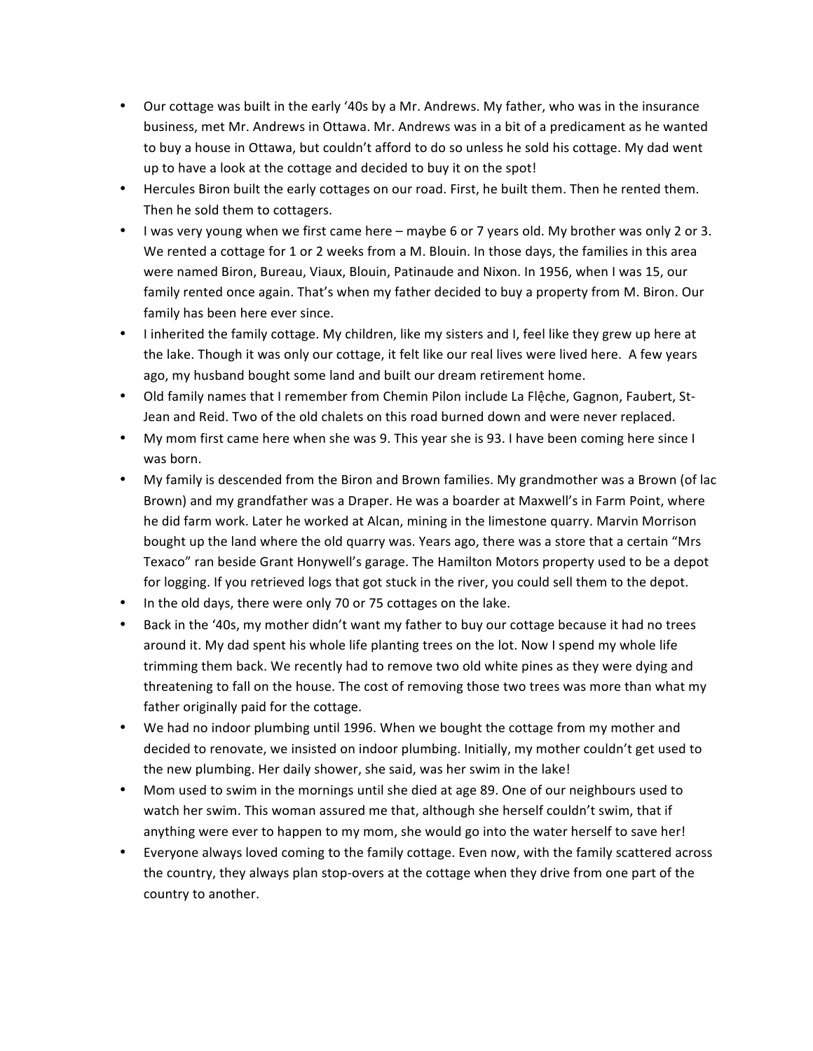- Our cottage was built in the early '40s by a Mr. Andrews. My father, who was in the insurance business, met Mr. Andrews in Ottawa. Mr. Andrews was in a bit of a predicament as he wanted to buy a house in Ottawa, but couldn't afford to do so unless he sold his cottage. My dad went up to have a look at the cottage and decided to buy it on the spot!
- Hercules Biron built the early cottages on our road. First, he built them. Then he rented them. Then he sold them to cottagers.
- I was very young when we first came here – maybe 6 or 7 years old. My brother was only 2 or 3. We rented a cottage for 1 or 2 weeks from a M. Blouin. In those days, the families in this area were named Biron, Bureau, Viaux, Blouin, Patinaude and Nixon. In 1956, when I was 15, our family rented once again. That's when my father decided to buy a property from M. Biron. Our family has been here ever since.
- I inherited the family cottage. My children, like my sisters and I, feel like they grew up here at the lake. Though it was only our cottage, it felt like our real lives were lived here. A few years ago, my husband bought some land and built our dream retirement home.
- Old family names that I remember from Chemin Pilon include La Flệche, Gagnon, Faubert, St-Jean and Reid. Two of the old chalets on this road burned down and were never replaced.
- My mom first came here when she was 9. This year she is 93. I have been coming here since I was born.
- My family is descended from the Biron and Brown families. My grandmother was a Brown (of lac Brown) and my grandfather was a Draper. He was a boarder at Maxwell's in Farm Point, where he did farm work. Later he worked at Alcan, mining in the limestone quarry. Marvin Morrison bought up the land where the old quarry was. Years ago, there was a store that a certain "Mrs Texaco" ran beside Grant Honywell's garage. The Hamilton Motors property used to be a depot for logging. If you retrieved logs that got stuck in the river, you could sell them to the depot.
- In the old days, there were only 70 or 75 cottages on the lake.
- Back in the '40s, my mother didn't want my father to buy our cottage because it had no trees around it. My dad spent his whole life planting trees on the lot. Now I spend my whole life trimming them back. We recently had to remove two old white pines as they were dying and threatening to fall on the house. The cost of removing those two trees was more than what my father originally paid for the cottage.
- We had no indoor plumbing until 1996. When we bought the cottage from my mother and decided to renovate, we insisted on indoor plumbing. Initially, my mother couldn't get used to the new plumbing. Her daily shower, she said, was her swim in the lake!
- Mom used to swim in the mornings until she died at age 89. One of our neighbours used to watch her swim. This woman assured me that, although she herself couldn't swim, that if anything were ever to happen to my mom, she would go into the water herself to save her!
- Everyone always loved coming to the family cottage. Even now, with the family scattered across the country, they always plan stop-overs at the cottage when they drive from one part of the country to another.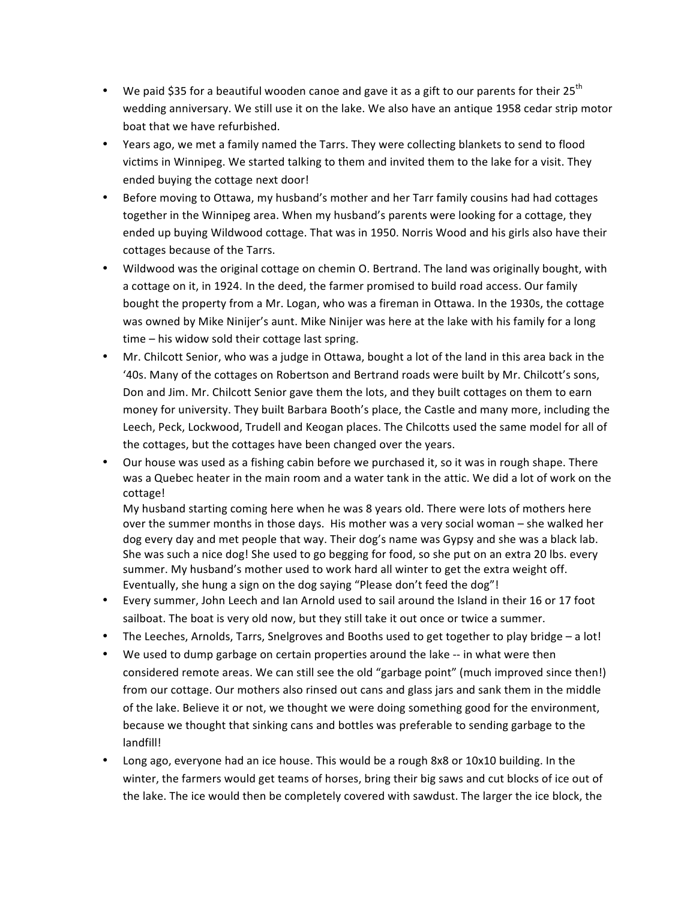- We paid $35 for a beautiful wooden canoe and gave it as a gift to our parents for their 25th wedding anniversary. We still use it on the lake. We also have an antique 1958 cedar strip motor boat that we have refurbished.
- Years ago, we met a family named the Tarrs. They were collecting blankets to send to flood victims in Winnipeg. We started talking to them and invited them to the lake for a visit. They ended buying the cottage next door!
- Before moving to Ottawa, my husband's mother and her Tarr family cousins had had cottages together in the Winnipeg area. When my husband's parents were looking for a cottage, they ended up buying Wildwood cottage. That was in 1950. Norris Wood and his girls also have their cottages because of the Tarrs.
- Wildwood was the original cottage on chemin O. Bertrand. The land was originally bought, with a cottage on it, in 1924. In the deed, the farmer promised to build road access. Our family bought the property from a Mr. Logan, who was a fireman in Ottawa. In the 1930s, the cottage was owned by Mike Ninijer's aunt. Mike Ninijer was here at the lake with his family for a long time – his widow sold their cottage last spring.
- Mr. Chilcott Senior, who was a judge in Ottawa, bought a lot of the land in this area back in the '40s. Many of the cottages on Robertson and Bertrand roads were built by Mr. Chilcott's sons, Don and Jim. Mr. Chilcott Senior gave them the lots, and they built cottages on them to earn money for university. They built Barbara Booth's place, the Castle and many more, including the Leech, Peck, Lockwood, Trudell and Keogan places. The Chilcotts used the same model for all of the cottages, but the cottages have been changed over the years.
- Our house was used as a fishing cabin before we purchased it, so it was in rough shape. There was a Quebec heater in the main room and a water tank in the attic. We did a lot of work on the cottage!
  My husband starting coming here when he was 8 years old. There were lots of mothers here over the summer months in those days. His mother was a very social woman – she walked her dog every day and met people that way. Their dog's name was Gypsy and she was a black lab. She was such a nice dog! She used to go begging for food, so she put on an extra 20 lbs. every summer. My husband's mother used to work hard all winter to get the extra weight off. Eventually, she hung a sign on the dog saying "Please don't feed the dog"!
- Every summer, John Leech and Ian Arnold used to sail around the Island in their 16 or 17 foot sailboat. The boat is very old now, but they still take it out once or twice a summer.
- The Leeches, Arnolds, Tarrs, Snelgroves and Booths used to get together to play bridge – a lot!
- We used to dump garbage on certain properties around the lake -- in what were then considered remote areas. We can still see the old "garbage point" (much improved since then!) from our cottage. Our mothers also rinsed out cans and glass jars and sank them in the middle of the lake. Believe it or not, we thought we were doing something good for the environment, because we thought that sinking cans and bottles was preferable to sending garbage to the landfill!
- Long ago, everyone had an ice house. This would be a rough 8x8 or 10x10 building. In the winter, the farmers would get teams of horses, bring their big saws and cut blocks of ice out of the lake. The ice would then be completely covered with sawdust. The larger the ice block, the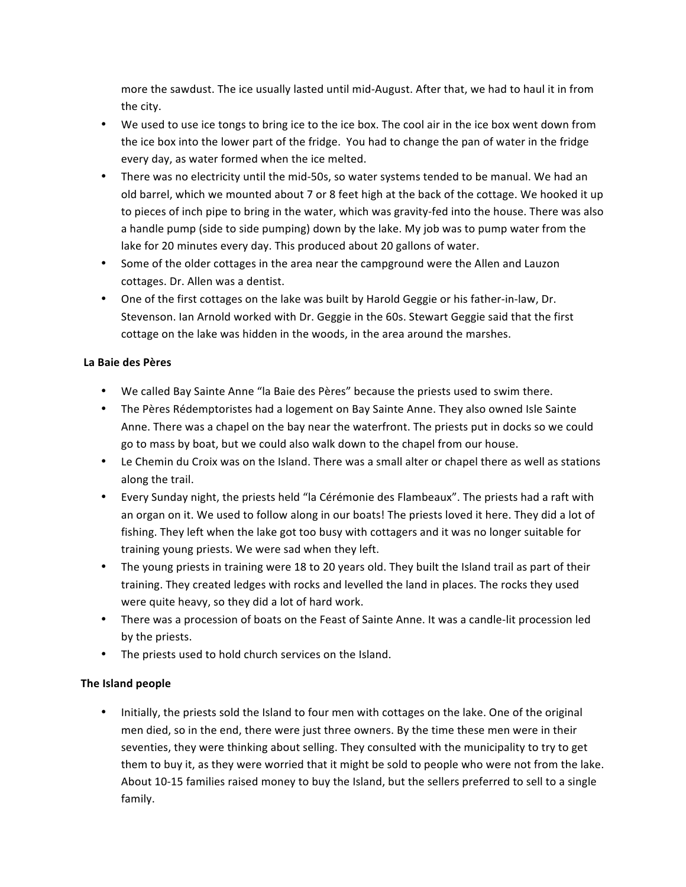more the sawdust. The ice usually lasted until mid-August. After that, we had to haul it in from the city.

- We used to use ice tongs to bring ice to the ice box. The cool air in the ice box went down from the ice box into the lower part of the fridge. You had to change the pan of water in the fridge every day, as water formed when the ice melted.
- There was no electricity until the mid-50s, so water systems tended to be manual. We had an old barrel, which we mounted about 7 or 8 feet high at the back of the cottage. We hooked it up to pieces of inch pipe to bring in the water, which was gravity-fed into the house. There was also a handle pump (side to side pumping) down by the lake. My job was to pump water from the lake for 20 minutes every day. This produced about 20 gallons of water.
- Some of the older cottages in the area near the campground were the Allen and Lauzon cottages. Dr. Allen was a dentist.
- One of the first cottages on the lake was built by Harold Geggie or his father-in-law, Dr. Stevenson. Ian Arnold worked with Dr. Geggie in the 60s. Stewart Geggie said that the first cottage on the lake was hidden in the woods, in the area around the marshes.

**La Baie des Pères**

- We called Bay Sainte Anne "la Baie des Pères" because the priests used to swim there.
- The Pères Rédemptoristes had a logement on Bay Sainte Anne. They also owned Isle Sainte Anne. There was a chapel on the bay near the waterfront. The priests put in docks so we could go to mass by boat, but we could also walk down to the chapel from our house.
- Le Chemin du Croix was on the Island. There was a small alter or chapel there as well as stations along the trail.
- Every Sunday night, the priests held "la Cérémonie des Flambeaux". The priests had a raft with an organ on it. We used to follow along in our boats! The priests loved it here. They did a lot of fishing. They left when the lake got too busy with cottagers and it was no longer suitable for training young priests. We were sad when they left.
- The young priests in training were 18 to 20 years old. They built the Island trail as part of their training. They created ledges with rocks and levelled the land in places. The rocks they used were quite heavy, so they did a lot of hard work.
- There was a procession of boats on the Feast of Sainte Anne. It was a candle-lit procession led by the priests.
- The priests used to hold church services on the Island.

**The Island people**

- Initially, the priests sold the Island to four men with cottages on the lake. One of the original men died, so in the end, there were just three owners. By the time these men were in their seventies, they were thinking about selling. They consulted with the municipality to try to get them to buy it, as they were worried that it might be sold to people who were not from the lake. About 10-15 families raised money to buy the Island, but the sellers preferred to sell to a single family.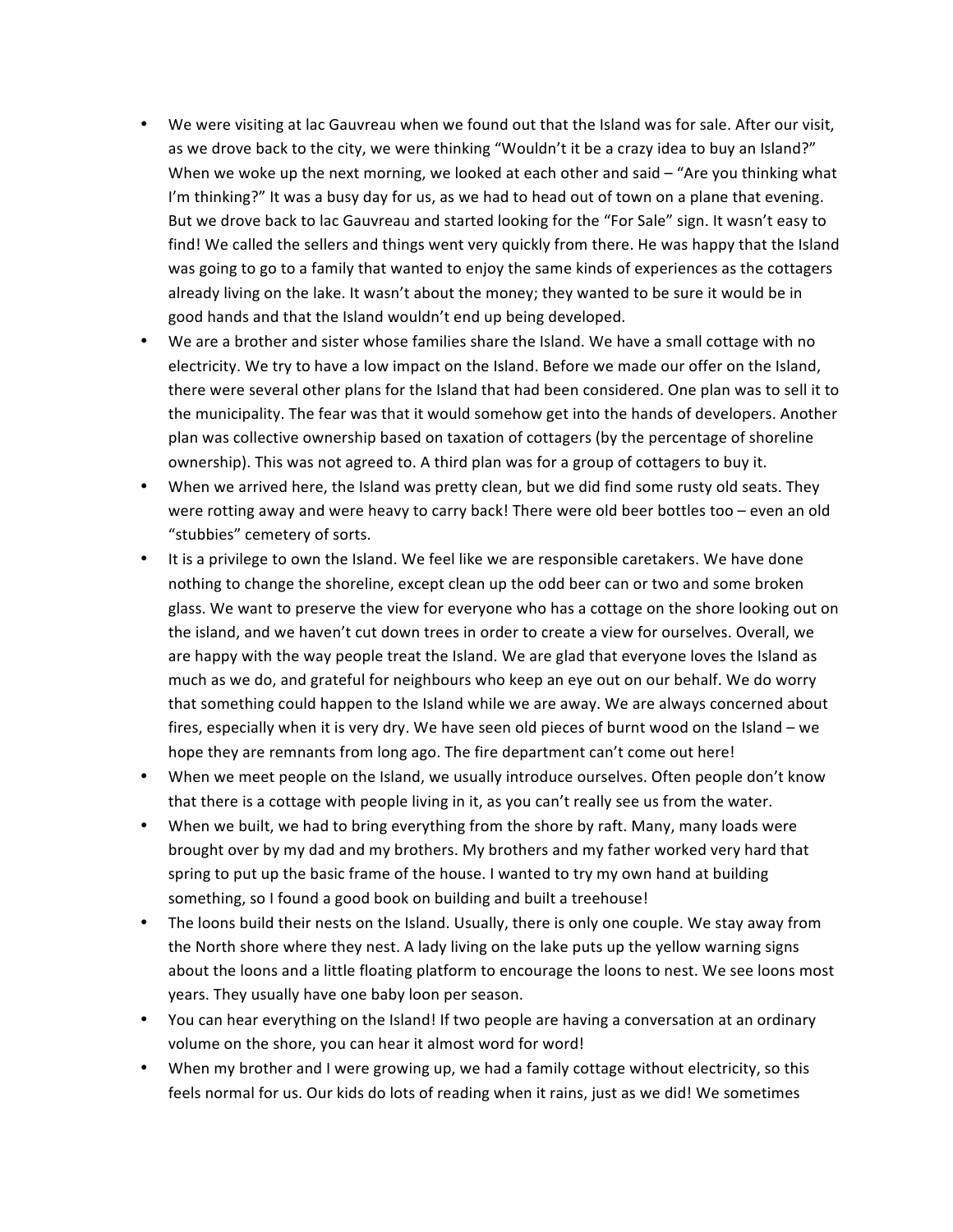- We were visiting at lac Gauvreau when we found out that the Island was for sale. After our visit, as we drove back to the city, we were thinking "Wouldn't it be a crazy idea to buy an Island?" When we woke up the next morning, we looked at each other and said – "Are you thinking what I'm thinking?" It was a busy day for us, as we had to head out of town on a plane that evening. But we drove back to lac Gauvreau and started looking for the "For Sale" sign. It wasn't easy to find! We called the sellers and things went very quickly from there. He was happy that the Island was going to go to a family that wanted to enjoy the same kinds of experiences as the cottagers already living on the lake. It wasn't about the money; they wanted to be sure it would be in good hands and that the Island wouldn't end up being developed.
- We are a brother and sister whose families share the Island. We have a small cottage with no electricity. We try to have a low impact on the Island. Before we made our offer on the Island, there were several other plans for the Island that had been considered. One plan was to sell it to the municipality. The fear was that it would somehow get into the hands of developers. Another plan was collective ownership based on taxation of cottagers (by the percentage of shoreline ownership). This was not agreed to. A third plan was for a group of cottagers to buy it.
- When we arrived here, the Island was pretty clean, but we did find some rusty old seats. They were rotting away and were heavy to carry back! There were old beer bottles too – even an old "stubbies" cemetery of sorts.
- It is a privilege to own the Island. We feel like we are responsible caretakers. We have done nothing to change the shoreline, except clean up the odd beer can or two and some broken glass. We want to preserve the view for everyone who has a cottage on the shore looking out on the island, and we haven't cut down trees in order to create a view for ourselves. Overall, we are happy with the way people treat the Island. We are glad that everyone loves the Island as much as we do, and grateful for neighbours who keep an eye out on our behalf. We do worry that something could happen to the Island while we are away. We are always concerned about fires, especially when it is very dry. We have seen old pieces of burnt wood on the Island – we hope they are remnants from long ago. The fire department can't come out here!
- When we meet people on the Island, we usually introduce ourselves. Often people don't know that there is a cottage with people living in it, as you can't really see us from the water.
- When we built, we had to bring everything from the shore by raft. Many, many loads were brought over by my dad and my brothers. My brothers and my father worked very hard that spring to put up the basic frame of the house. I wanted to try my own hand at building something, so I found a good book on building and built a treehouse!
- The loons build their nests on the Island. Usually, there is only one couple. We stay away from the North shore where they nest. A lady living on the lake puts up the yellow warning signs about the loons and a little floating platform to encourage the loons to nest. We see loons most years. They usually have one baby loon per season.
- You can hear everything on the Island! If two people are having a conversation at an ordinary volume on the shore, you can hear it almost word for word!
- When my brother and I were growing up, we had a family cottage without electricity, so this feels normal for us. Our kids do lots of reading when it rains, just as we did! We sometimes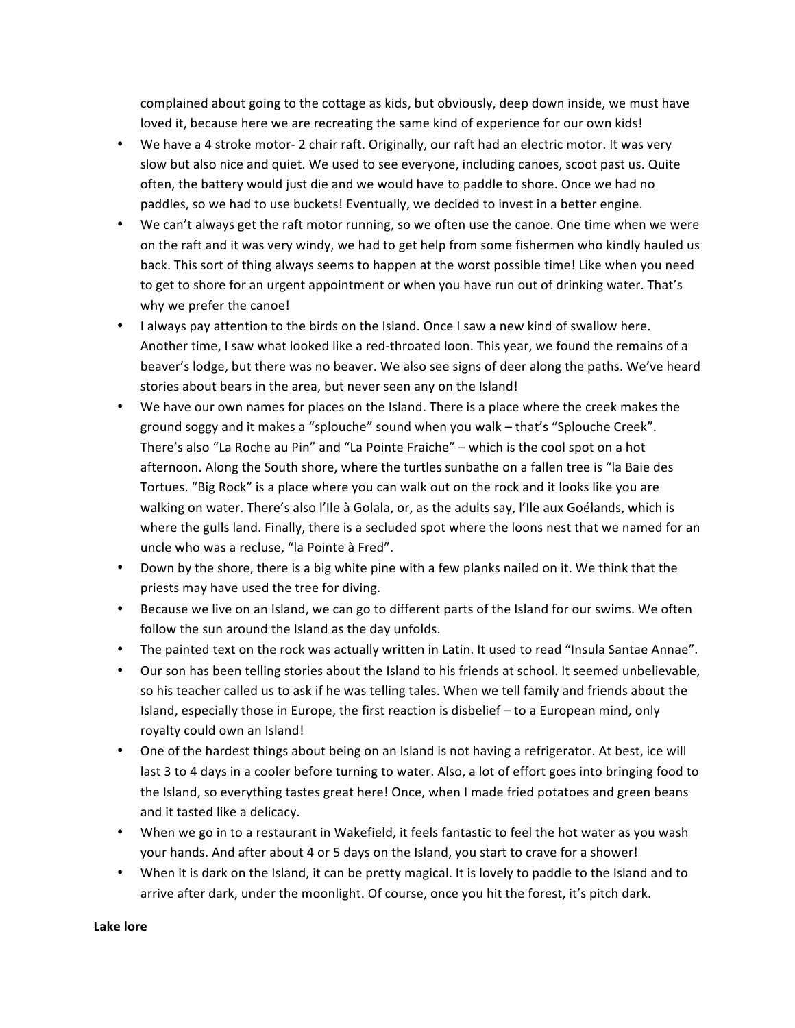complained about going to the cottage as kids, but obviously, deep down inside, we must have loved it, because here we are recreating the same kind of experience for our own kids!

- We have a 4 stroke motor- 2 chair raft. Originally, our raft had an electric motor. It was very slow but also nice and quiet. We used to see everyone, including canoes, scoot past us. Quite often, the battery would just die and we would have to paddle to shore. Once we had no paddles, so we had to use buckets! Eventually, we decided to invest in a better engine.
- We can't always get the raft motor running, so we often use the canoe. One time when we were on the raft and it was very windy, we had to get help from some fishermen who kindly hauled us back. This sort of thing always seems to happen at the worst possible time! Like when you need to get to shore for an urgent appointment or when you have run out of drinking water. That's why we prefer the canoe!
- I always pay attention to the birds on the Island. Once I saw a new kind of swallow here. Another time, I saw what looked like a red-throated loon. This year, we found the remains of a beaver's lodge, but there was no beaver. We also see signs of deer along the paths. We've heard stories about bears in the area, but never seen any on the Island!
- We have our own names for places on the Island. There is a place where the creek makes the ground soggy and it makes a "splouche" sound when you walk – that's "Splouche Creek". There's also "La Roche au Pin" and "La Pointe Fraiche" – which is the cool spot on a hot afternoon. Along the South shore, where the turtles sunbathe on a fallen tree is "la Baie des Tortues. "Big Rock" is a place where you can walk out on the rock and it looks like you are walking on water. There's also l'Ile à Golala, or, as the adults say, l'Ile aux Goélands, which is where the gulls land. Finally, there is a secluded spot where the loons nest that we named for an uncle who was a recluse, "la Pointe à Fred".
- Down by the shore, there is a big white pine with a few planks nailed on it. We think that the priests may have used the tree for diving.
- Because we live on an Island, we can go to different parts of the Island for our swims. We often follow the sun around the Island as the day unfolds.
- The painted text on the rock was actually written in Latin. It used to read "Insula Santae Annae".
- Our son has been telling stories about the Island to his friends at school. It seemed unbelievable, so his teacher called us to ask if he was telling tales. When we tell family and friends about the Island, especially those in Europe, the first reaction is disbelief – to a European mind, only royalty could own an Island!
- One of the hardest things about being on an Island is not having a refrigerator. At best, ice will last 3 to 4 days in a cooler before turning to water. Also, a lot of effort goes into bringing food to the Island, so everything tastes great here! Once, when I made fried potatoes and green beans and it tasted like a delicacy.
- When we go in to a restaurant in Wakefield, it feels fantastic to feel the hot water as you wash your hands. And after about 4 or 5 days on the Island, you start to crave for a shower!
- When it is dark on the Island, it can be pretty magical. It is lovely to paddle to the Island and to arrive after dark, under the moonlight. Of course, once you hit the forest, it's pitch dark.

**Lake lore**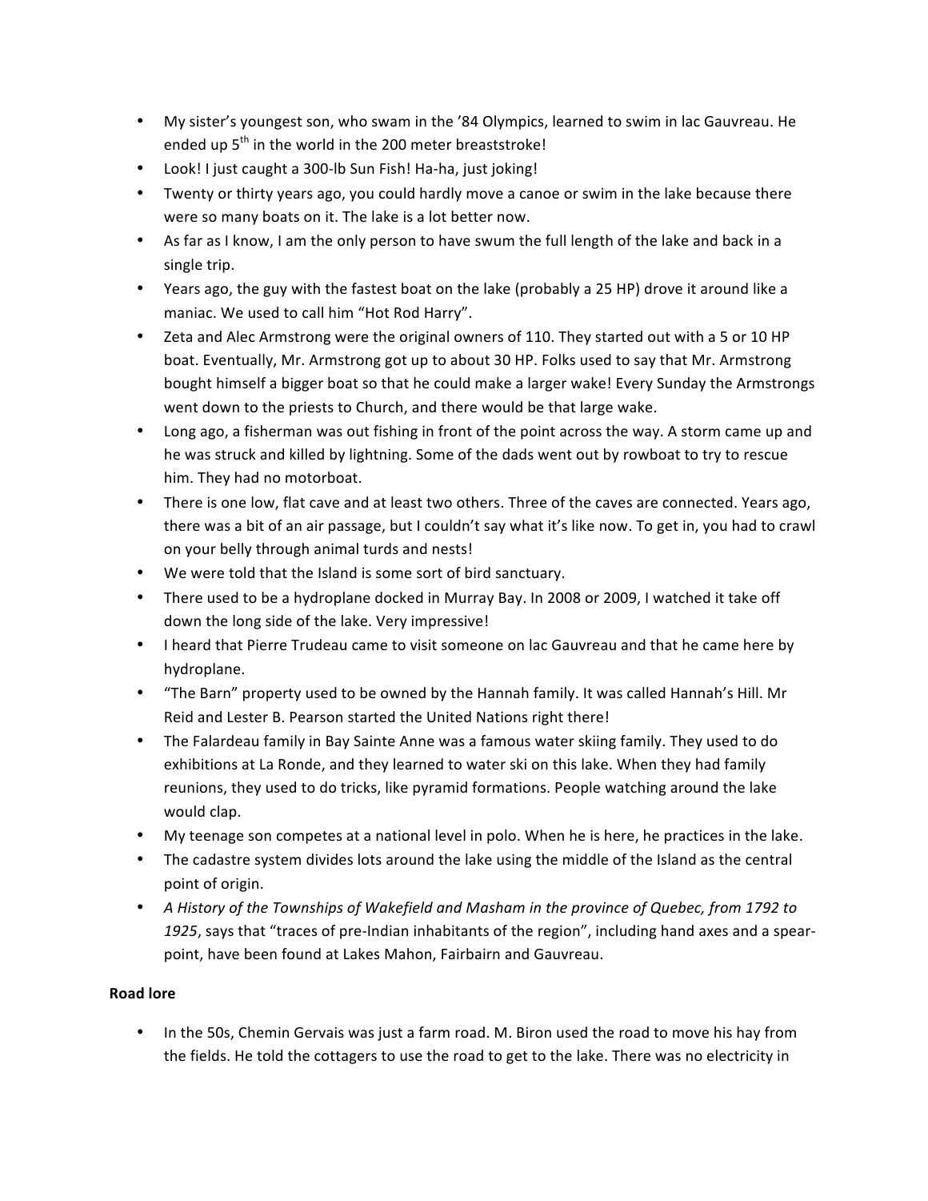- My sister's youngest son, who swam in the '84 Olympics, learned to swim in lac Gauvreau. He ended up 5th in the world in the 200 meter breaststroke!
- Look! I just caught a 300-lb Sun Fish! Ha-ha, just joking!
- Twenty or thirty years ago, you could hardly move a canoe or swim in the lake because there were so many boats on it. The lake is a lot better now.
- As far as I know, I am the only person to have swum the full length of the lake and back in a single trip.
- Years ago, the guy with the fastest boat on the lake (probably a 25 HP) drove it around like a maniac. We used to call him "Hot Rod Harry".
- Zeta and Alec Armstrong were the original owners of 110. They started out with a 5 or 10 HP boat. Eventually, Mr. Armstrong got up to about 30 HP. Folks used to say that Mr. Armstrong bought himself a bigger boat so that he could make a larger wake! Every Sunday the Armstrongs went down to the priests to Church, and there would be that large wake.
- Long ago, a fisherman was out fishing in front of the point across the way. A storm came up and he was struck and killed by lightning. Some of the dads went out by rowboat to try to rescue him. They had no motorboat.
- There is one low, flat cave and at least two others. Three of the caves are connected. Years ago, there was a bit of an air passage, but I couldn't say what it's like now. To get in, you had to crawl on your belly through animal turds and nests!
- We were told that the Island is some sort of bird sanctuary.
- There used to be a hydroplane docked in Murray Bay. In 2008 or 2009, I watched it take off down the long side of the lake. Very impressive!
- I heard that Pierre Trudeau came to visit someone on lac Gauvreau and that he came here by hydroplane.
- "The Barn" property used to be owned by the Hannah family. It was called Hannah's Hill. Mr Reid and Lester B. Pearson started the United Nations right there!
- The Falardeau family in Bay Sainte Anne was a famous water skiing family. They used to do exhibitions at La Ronde, and they learned to water ski on this lake. When they had family reunions, they used to do tricks, like pyramid formations. People watching around the lake would clap.
- My teenage son competes at a national level in polo. When he is here, he practices in the lake.
- The cadastre system divides lots around the lake using the middle of the Island as the central point of origin.
- *A History of the Townships of Wakefield and Masham in the province of Quebec, from 1792 to 1925*, says that "traces of pre-Indian inhabitants of the region", including hand axes and a spear-point, have been found at Lakes Mahon, Fairbairn and Gauvreau.

**Road lore**

- In the 50s, Chemin Gervais was just a farm road. M. Biron used the road to move his hay from the fields. He told the cottagers to use the road to get to the lake. There was no electricity in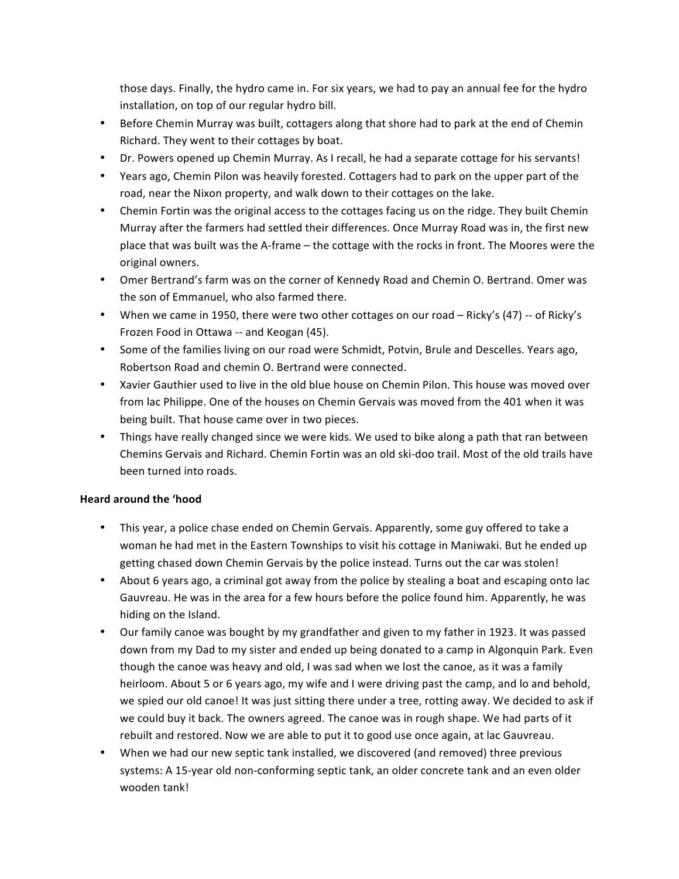those days. Finally, the hydro came in. For six years, we had to pay an annual fee for the hydro installation, on top of our regular hydro bill.

- Before Chemin Murray was built, cottagers along that shore had to park at the end of Chemin Richard. They went to their cottages by boat.
- Dr. Powers opened up Chemin Murray. As I recall, he had a separate cottage for his servants!
- Years ago, Chemin Pilon was heavily forested. Cottagers had to park on the upper part of the road, near the Nixon property, and walk down to their cottages on the lake.
- Chemin Fortin was the original access to the cottages facing us on the ridge. They built Chemin Murray after the farmers had settled their differences. Once Murray Road was in, the first new place that was built was the A-frame – the cottage with the rocks in front. The Moores were the original owners.
- Omer Bertrand's farm was on the corner of Kennedy Road and Chemin O. Bertrand. Omer was the son of Emmanuel, who also farmed there.
- When we came in 1950, there were two other cottages on our road – Ricky's (47) -- of Ricky's Frozen Food in Ottawa -- and Keogan (45).
- Some of the families living on our road were Schmidt, Potvin, Brule and Descelles. Years ago, Robertson Road and chemin O. Bertrand were connected.
- Xavier Gauthier used to live in the old blue house on Chemin Pilon. This house was moved over from lac Philippe. One of the houses on Chemin Gervais was moved from the 401 when it was being built. That house came over in two pieces.
- Things have really changed since we were kids. We used to bike along a path that ran between Chemins Gervais and Richard. Chemin Fortin was an old ski-doo trail. Most of the old trails have been turned into roads.

**Heard around the 'hood**

- This year, a police chase ended on Chemin Gervais. Apparently, some guy offered to take a woman he had met in the Eastern Townships to visit his cottage in Maniwaki. But he ended up getting chased down Chemin Gervais by the police instead. Turns out the car was stolen!
- About 6 years ago, a criminal got away from the police by stealing a boat and escaping onto lac Gauvreau. He was in the area for a few hours before the police found him. Apparently, he was hiding on the Island.
- Our family canoe was bought by my grandfather and given to my father in 1923. It was passed down from my Dad to my sister and ended up being donated to a camp in Algonquin Park. Even though the canoe was heavy and old, I was sad when we lost the canoe, as it was a family heirloom. About 5 or 6 years ago, my wife and I were driving past the camp, and lo and behold, we spied our old canoe! It was just sitting there under a tree, rotting away. We decided to ask if we could buy it back. The owners agreed. The canoe was in rough shape. We had parts of it rebuilt and restored. Now we are able to put it to good use once again, at lac Gauvreau.
- When we had our new septic tank installed, we discovered (and removed) three previous systems: A 15-year old non-conforming septic tank, an older concrete tank and an even older wooden tank!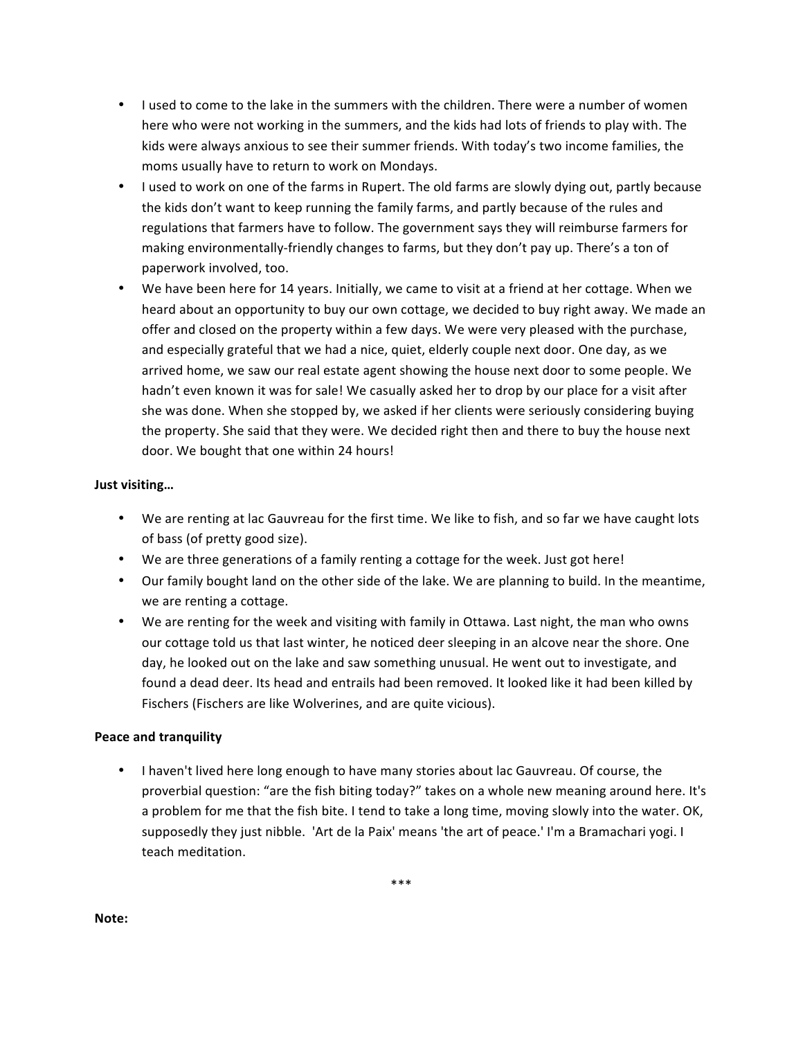- I used to come to the lake in the summers with the children. There were a number of women here who were not working in the summers, and the kids had lots of friends to play with. The kids were always anxious to see their summer friends. With today's two income families, the moms usually have to return to work on Mondays.
- I used to work on one of the farms in Rupert. The old farms are slowly dying out, partly because the kids don't want to keep running the family farms, and partly because of the rules and regulations that farmers have to follow. The government says they will reimburse farmers for making environmentally-friendly changes to farms, but they don't pay up. There's a ton of paperwork involved, too.
- We have been here for 14 years. Initially, we came to visit at a friend at her cottage. When we heard about an opportunity to buy our own cottage, we decided to buy right away. We made an offer and closed on the property within a few days. We were very pleased with the purchase, and especially grateful that we had a nice, quiet, elderly couple next door. One day, as we arrived home, we saw our real estate agent showing the house next door to some people. We hadn't even known it was for sale! We casually asked her to drop by our place for a visit after she was done. When she stopped by, we asked if her clients were seriously considering buying the property. She said that they were. We decided right then and there to buy the house next door. We bought that one within 24 hours!

**Just visiting…**

- We are renting at lac Gauvreau for the first time. We like to fish, and so far we have caught lots of bass (of pretty good size).
- We are three generations of a family renting a cottage for the week. Just got here!
- Our family bought land on the other side of the lake. We are planning to build. In the meantime, we are renting a cottage.
- We are renting for the week and visiting with family in Ottawa. Last night, the man who owns our cottage told us that last winter, he noticed deer sleeping in an alcove near the shore. One day, he looked out on the lake and saw something unusual. He went out to investigate, and found a dead deer. Its head and entrails had been removed. It looked like it had been killed by Fischers (Fischers are like Wolverines, and are quite vicious).

**Peace and tranquility**

- I haven't lived here long enough to have many stories about lac Gauvreau. Of course, the proverbial question: "are the fish biting today?" takes on a whole new meaning around here. It's a problem for me that the fish bite. I tend to take a long time, moving slowly into the water. OK, supposedly they just nibble. 'Art de la Paix' means 'the art of peace.' I'm a Bramachari yogi. I teach meditation.

***

**Note:**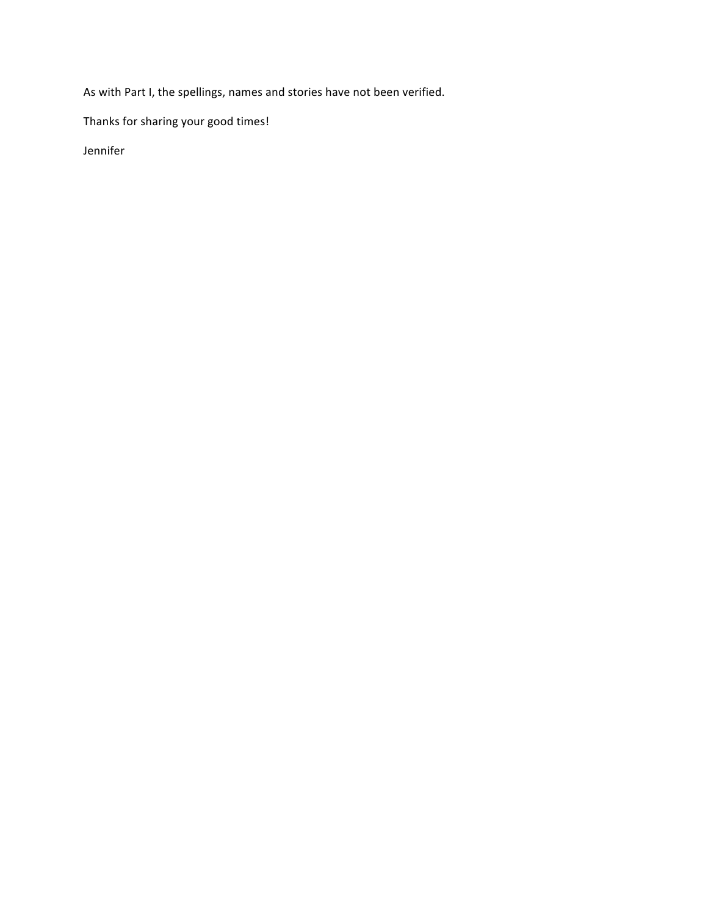As with Part I, the spellings, names and stories have not been verified.

Thanks for sharing your good times!

Jennifer